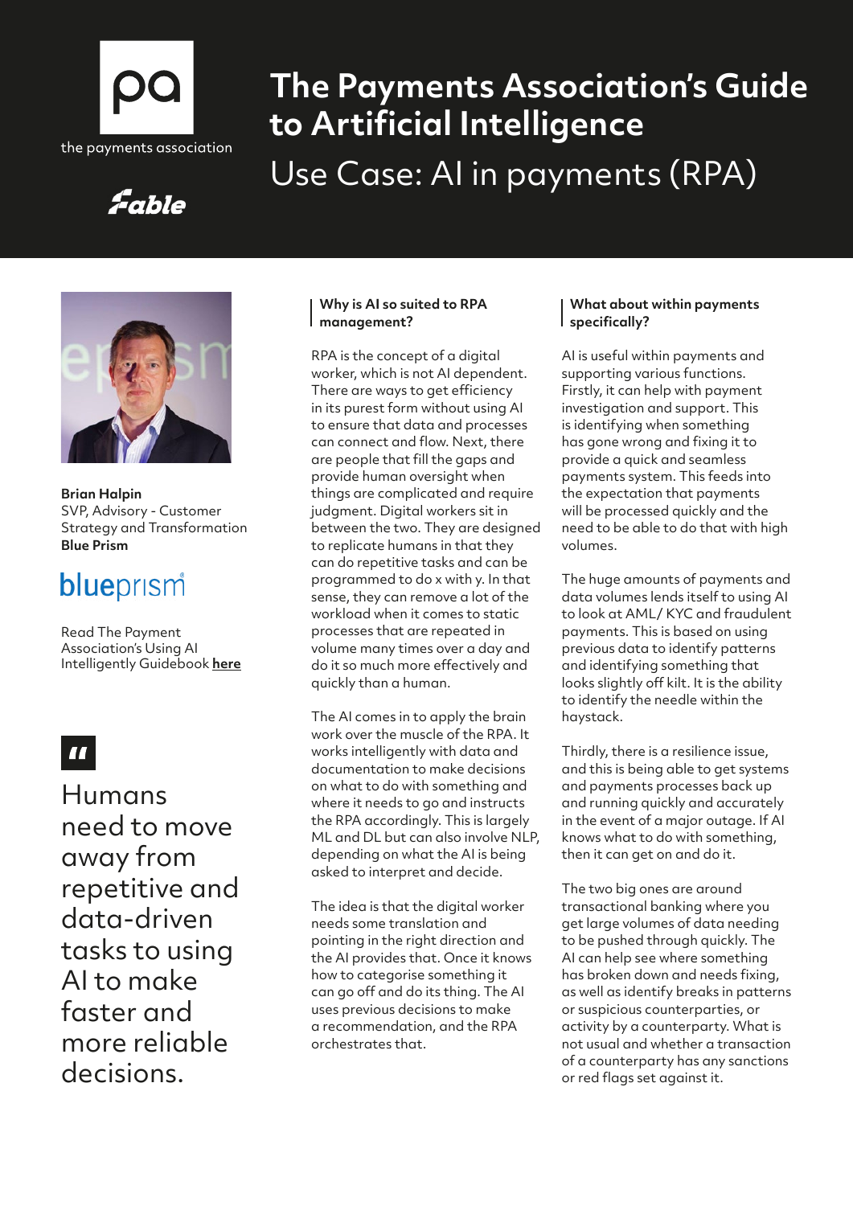# The Payments Association's Guide to Artificial Intelligence

## Use Case: AI in payments (RPA)

**Brian Halpin**
SVP, Advisory - Customer Strategy and Transformation
**Blue Prism**

Read The Payment Association's Using AI Intelligently Guidebook **here**

> Humans need to move away from repetitive and data-driven tasks to using AI to make faster and more reliable decisions.

### Why is AI so suited to RPA management?

RPA is the concept of a digital worker, which is not AI dependent. There are ways to get efficiency in its purest form without using AI to ensure that data and processes can connect and flow. Next, there are people that fill the gaps and provide human oversight when things are complicated and require judgment. Digital workers sit in between the two. They are designed to replicate humans in that they can do repetitive tasks and can be programmed to do x with y. In that sense, they can remove a lot of the workload when it comes to static processes that are repeated in volume many times over a day and do it so much more effectively and quickly than a human.

The AI comes in to apply the brain work over the muscle of the RPA. It works intelligently with data and documentation to make decisions on what to do with something and where it needs to go and instructs the RPA accordingly. This is largely ML and DL but can also involve NLP, depending on what the AI is being asked to interpret and decide.

The idea is that the digital worker needs some translation and pointing in the right direction and the AI provides that. Once it knows how to categorise something it can go off and do its thing. The AI uses previous decisions to make a recommendation, and the RPA orchestrates that.

### What about within payments specifically?

AI is useful within payments and supporting various functions. Firstly, it can help with payment investigation and support. This is identifying when something has gone wrong and fixing it to provide a quick and seamless payments system. This feeds into the expectation that payments will be processed quickly and the need to be able to do that with high volumes.

The huge amounts of payments and data volumes lends itself to using AI to look at AML/ KYC and fraudulent payments. This is based on using previous data to identify patterns and identifying something that looks slightly off kilt. It is the ability to identify the needle within the haystack.

Thirdly, there is a resilience issue, and this is being able to get systems and payments processes back up and running quickly and accurately in the event of a major outage. If AI knows what to do with something, then it can get on and do it.

The two big ones are around transactional banking where you get large volumes of data needing to be pushed through quickly. The AI can help see where something has broken down and needs fixing, as well as identify breaks in patterns or suspicious counterparties, or activity by a counterparty. What is not usual and whether a transaction of a counterparty has any sanctions or red flags set against it.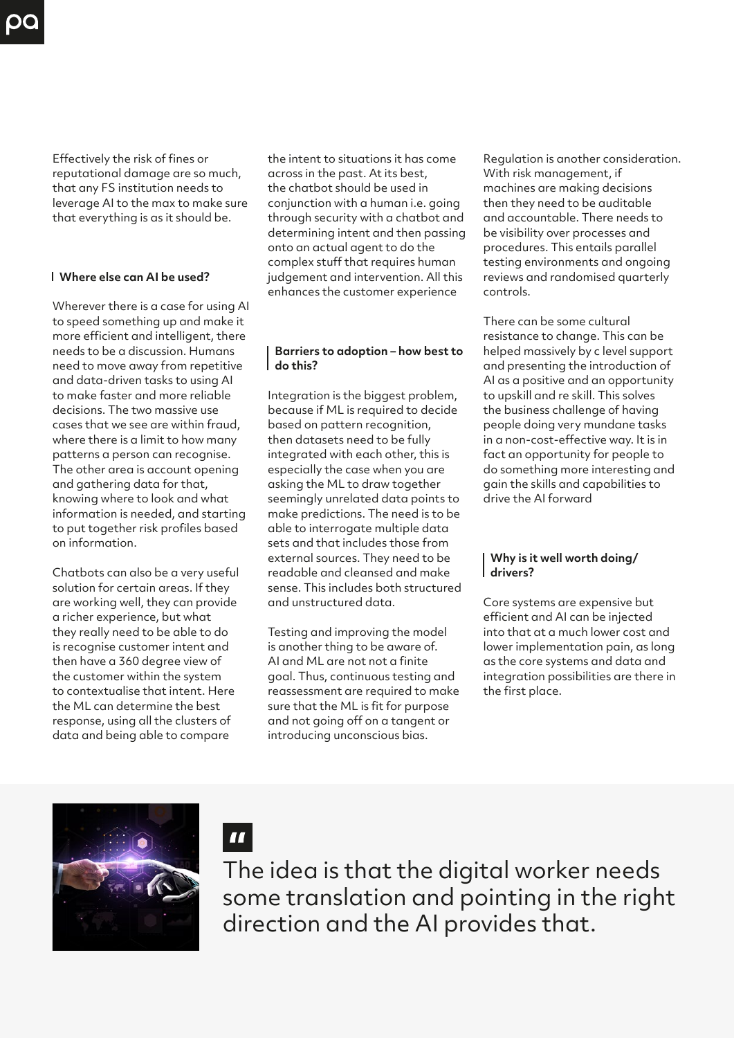Effectively the risk of fines or reputational damage are so much, that any FS institution needs to leverage AI to the max to make sure that everything is as it should be.

## Where else can AI be used?

Wherever there is a case for using AI to speed something up and make it more efficient and intelligent, there needs to be a discussion. Humans need to move away from repetitive and data-driven tasks to using AI to make faster and more reliable decisions. The two massive use cases that we see are within fraud, where there is a limit to how many patterns a person can recognise. The other area is account opening and gathering data for that, knowing where to look and what information is needed, and starting to put together risk profiles based on information.

Chatbots can also be a very useful solution for certain areas. If they are working well, they can provide a richer experience, but what they really need to be able to do is recognise customer intent and then have a 360 degree view of the customer within the system to contextualise that intent. Here the ML can determine the best response, using all the clusters of data and being able to compare the intent to situations it has come across in the past. At its best, the chatbot should be used in conjunction with a human i.e. going through security with a chatbot and determining intent and then passing onto an actual agent to do the complex stuff that requires human judgement and intervention. All this enhances the customer experience

## Barriers to adoption – how best to do this?

Integration is the biggest problem, because if ML is required to decide based on pattern recognition, then datasets need to be fully integrated with each other, this is especially the case when you are asking the ML to draw together seemingly unrelated data points to make predictions. The need is to be able to interrogate multiple data sets and that includes those from external sources. They need to be readable and cleansed and make sense. This includes both structured and unstructured data.

Testing and improving the model is another thing to be aware of. AI and ML are not not a finite goal. Thus, continuous testing and reassessment are required to make sure that the ML is fit for purpose and not going off on a tangent or introducing unconscious bias.

Regulation is another consideration. With risk management, if machines are making decisions then they need to be auditable and accountable. There needs to be visibility over processes and procedures. This entails parallel testing environments and ongoing reviews and randomised quarterly controls.

There can be some cultural resistance to change. This can be helped massively by c level support and presenting the introduction of AI as a positive and an opportunity to upskill and re skill. This solves the business challenge of having people doing very mundane tasks in a non-cost-effective way. It is in fact an opportunity for people to do something more interesting and gain the skills and capabilities to drive the AI forward

## Why is it well worth doing/ drivers?

Core systems are expensive but efficient and AI can be injected into that at a much lower cost and lower implementation pain, as long as the core systems and data and integration possibilities are there in the first place.

> "The idea is that the digital worker needs some translation and pointing in the right direction and the AI provides that.